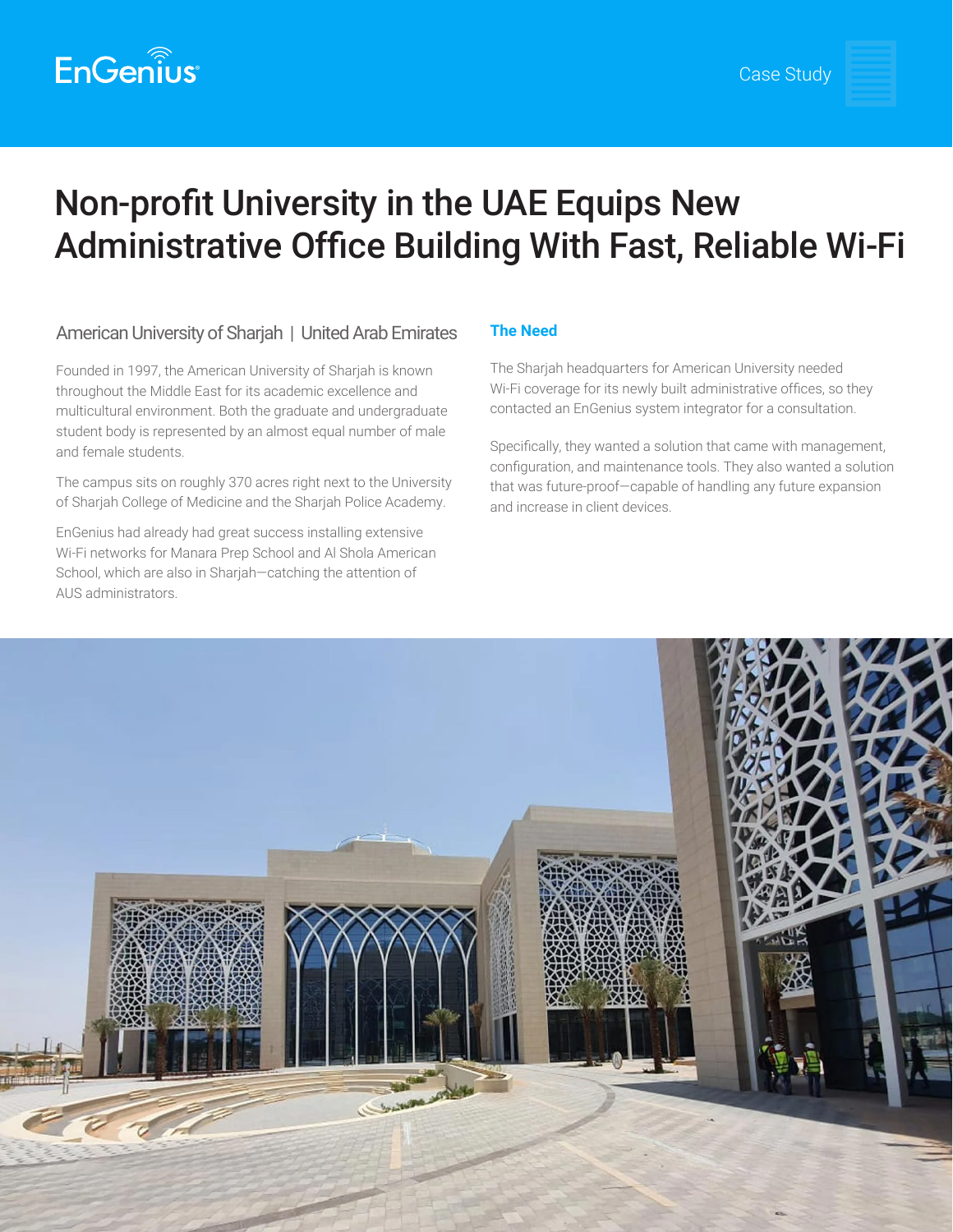EnGenius

Case Study

# Non-profit University in the UAE Equips New Administrative Office Building With Fast, Reliable Wi-Fi

## American University of Sharjah | United Arab Emirates

Founded in 1997, the American University of Sharjah is known throughout the Middle East for its academic excellence and multicultural environment. Both the graduate and undergraduate student body is represented by an almost equal number of male and female students.

The campus sits on roughly 370 acres right next to the University of Sharjah College of Medicine and the Sharjah Police Academy.

EnGenius had already had great success installing extensive Wi-Fi networks for Manara Prep School and Al Shola American School, which are also in Sharjah—catching the attention of AUS administrators.

### The Need

The Sharjah headquarters for American University needed Wi-Fi coverage for its newly built administrative offices, so they contacted an EnGenius system integrator for a consultation.

Specifically, they wanted a solution that came with management, configuration, and maintenance tools. They also wanted a solution that was future-proof—capable of handling any future expansion and increase in client devices.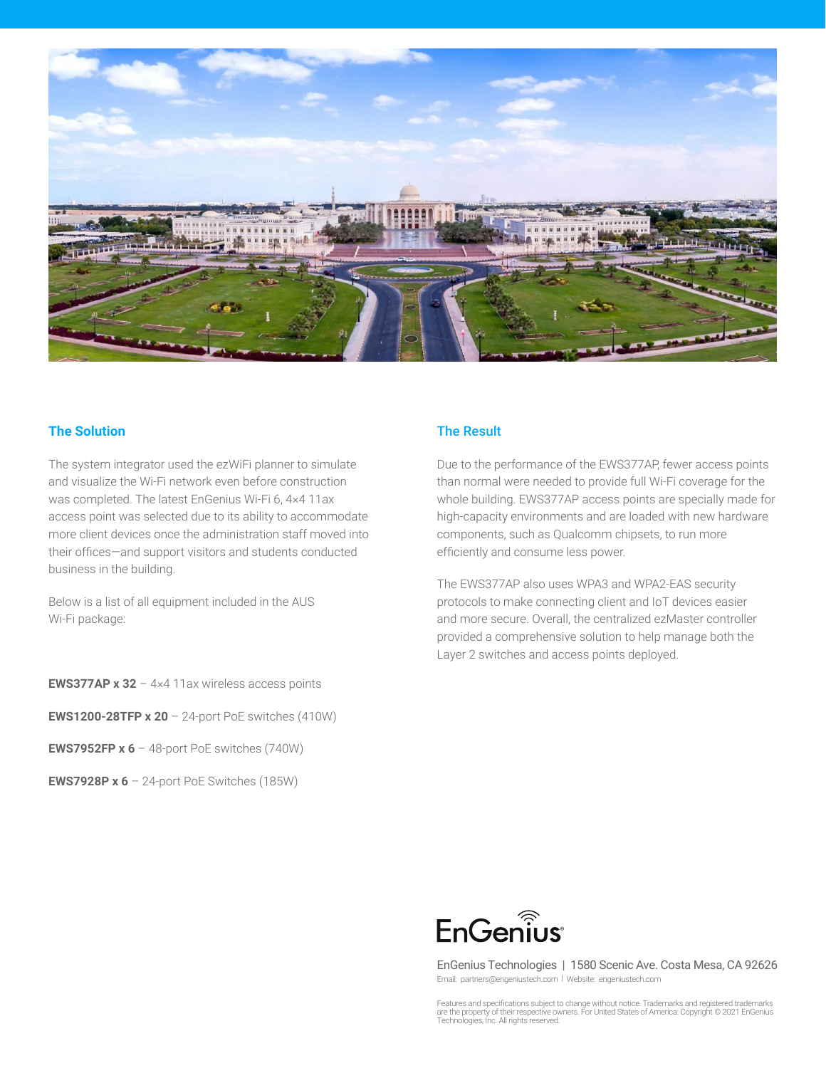## The Solution

The system integrator used the ezWiFi planner to simulate and visualize the Wi-Fi network even before construction was completed. The latest EnGenius Wi-Fi 6, 4×4 11ax access point was selected due to its ability to accommodate more client devices once the administration staff moved into their offices—and support visitors and students conducted business in the building.

Below is a list of all equipment included in the AUS Wi-Fi package:

**EWS377AP x 32** – 4×4 11ax wireless access points

**EWS1200-28TFP x 20** – 24-port PoE switches (410W)

**EWS7952FP x 6** – 48-port PoE switches (740W)

**EWS7928P x 6** – 24-port PoE Switches (185W)

## The Result

Due to the performance of the EWS377AP, fewer access points than normal were needed to provide full Wi-Fi coverage for the whole building. EWS377AP access points are specially made for high-capacity environments and are loaded with new hardware components, such as Qualcomm chipsets, to run more efficiently and consume less power.

The EWS377AP also uses WPA3 and WPA2-EAS security protocols to make connecting client and IoT devices easier and more secure. Overall, the centralized ezMaster controller provided a comprehensive solution to help manage both the Layer 2 switches and access points deployed.

EnGenius

EnGenius Technologies | 1580 Scenic Ave. Costa Mesa, CA 92626

Email: partners@engeniustech.com | Website: engeniustech.com

Features and specifications subject to change without notice. Trademarks and registered trademarks are the property of their respective owners. For United States of America: Copyright © 2021 EnGenius Technologies, Inc. All rights reserved.